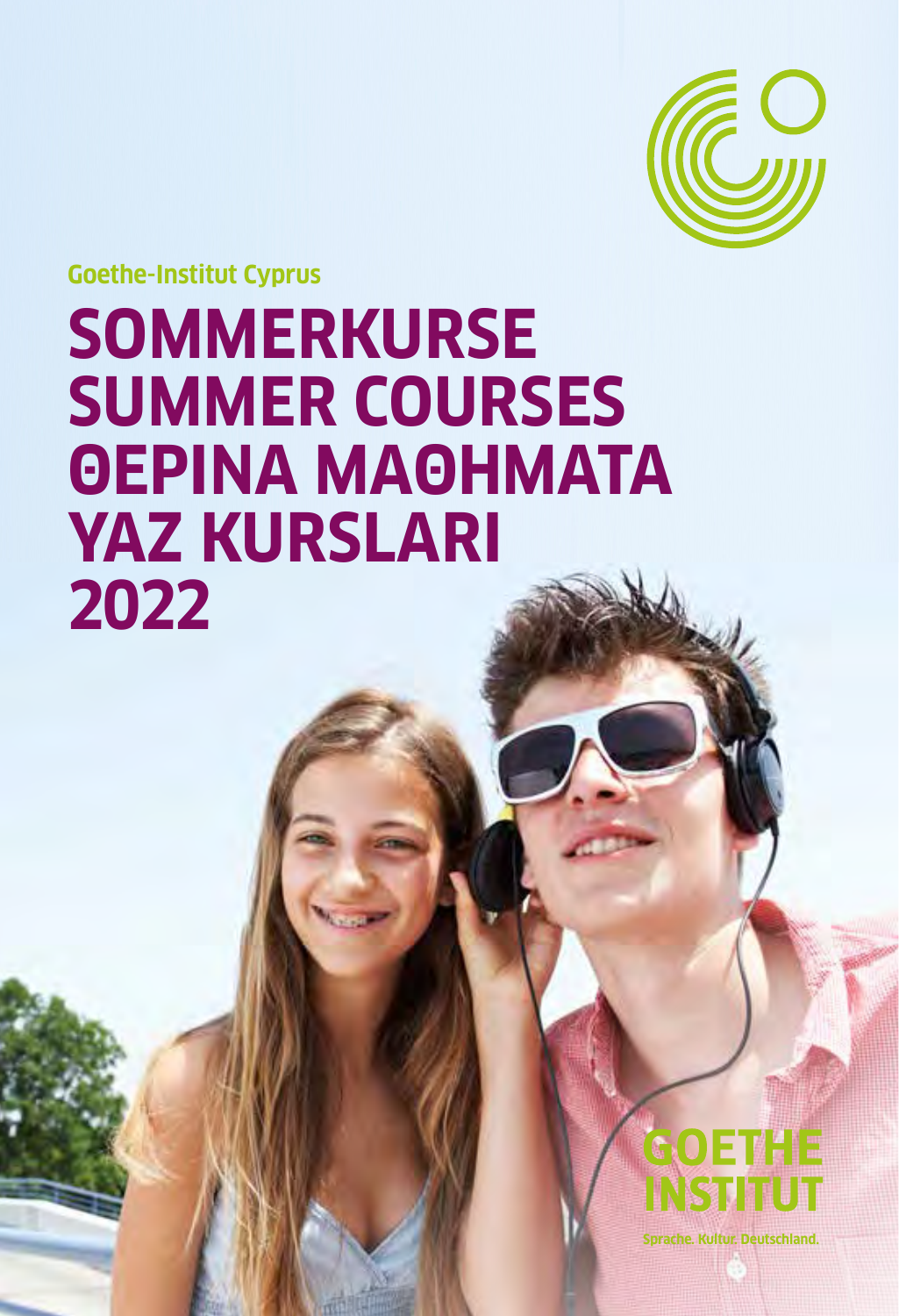Goethe-Institut Cyprus

# SOMMERKURSE
# SUMMER COURSES
# ΘΕΡΙΝΑ ΜΑΘΗΜΑΤΑ
# YAZ KURSLARI
# 2022

GOETHE INSTITUT

Sprache. Kultur. Deutschland.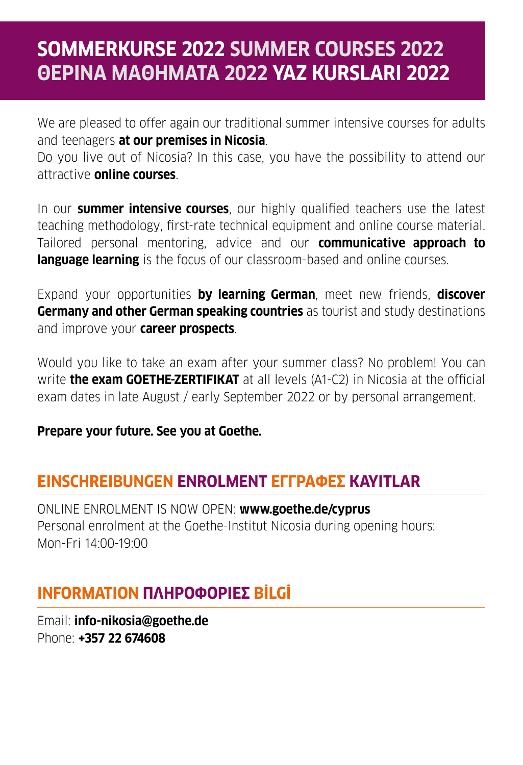# SOMMERKURSE 2022 SUMMER COURSES 2022 ΘΕΡΙΝΑ ΜΑΘΗΜΑΤΑ 2022 YAZ KURSLARI 2022

We are pleased to offer again our traditional summer intensive courses for adults and teenagers **at our premises in Nicosia**.
Do you live out of Nicosia? In this case, you have the possibility to attend our attractive **online courses**.

In our **summer intensive courses**, our highly qualified teachers use the latest teaching methodology, first-rate technical equipment and online course material. Tailored personal mentoring, advice and our **communicative approach to language learning** is the focus of our classroom-based and online courses.

Expand your opportunities **by learning German**, meet new friends, **discover Germany and other German speaking countries** as tourist and study destinations and improve your **career prospects**.

Would you like to take an exam after your summer class? No problem! You can write **the exam GOETHE-ZERTIFIKAT** at all levels (A1-C2) in Nicosia at the official exam dates in late August / early September 2022 or by personal arrangement.

**Prepare your future. See you at Goethe.**

## EINSCHREIBUNGEN ENROLMENT ΕΓΓΡΑΦΕΣ KAYITLAR

ONLINE ENROLMENT IS NOW OPEN: **www.goethe.de/cyprus**
Personal enrolment at the Goethe-Institut Nicosia during opening hours:
Mon-Fri 14:00-19:00

## INFORMATION ΠΛΗΡΟΦΟΡΙΕΣ BİLGİ

Email: **info-nikosia@goethe.de**
Phone: **+357 22 674608**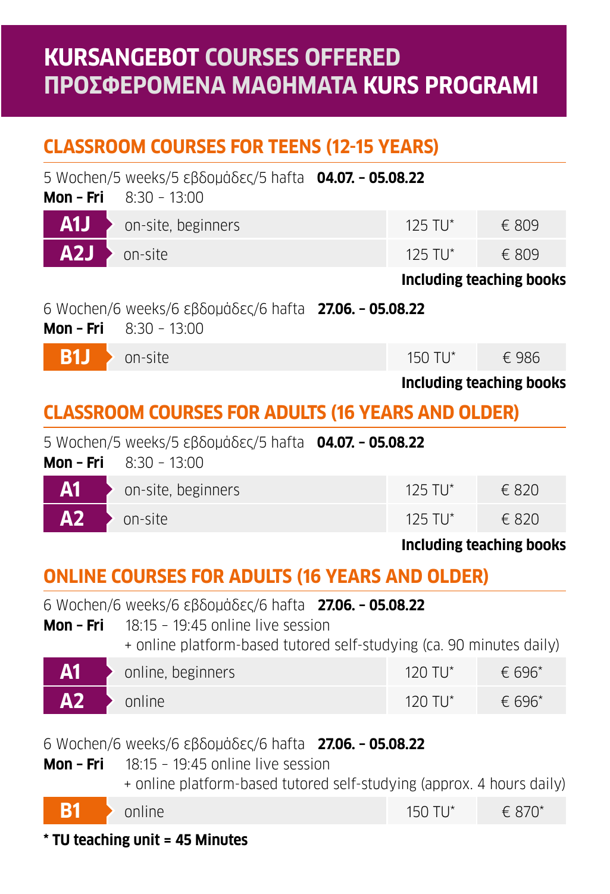# KURSANGEBOT COURSES OFFERED ΠΡΟΣΦΕΡΟΜΕΝΑ ΜΑΘΗΜΑΤΑ KURS PROGRAMI

## CLASSROOM COURSES FOR TEENS (12-15 YEARS)

5 Wochen/5 weeks/5 εβδομάδες/5 hafta **04.07. – 05.08.22**
**Mon – Fri** 8:30 – 13:00

| | | | |
|---|---|---|---|
| **A1J** | on-site, beginners | 125 TU* | € 809 |
| **A2J** | on-site | 125 TU* | € 809 |

**Including teaching books**

6 Wochen/6 weeks/6 εβδομάδες/6 hafta **27.06. – 05.08.22**
**Mon – Fri** 8:30 – 13:00

| | | | |
|---|---|---|---|
| **B1J** | on-site | 150 TU* | € 986 |

**Including teaching books**

## CLASSROOM COURSES FOR ADULTS (16 YEARS AND OLDER)

5 Wochen/5 weeks/5 εβδομάδες/5 hafta **04.07. – 05.08.22**
**Mon – Fri** 8:30 – 13:00

| | | | |
|---|---|---|---|
| **A1** | on-site, beginners | 125 TU* | € 820 |
| **A2** | on-site | 125 TU* | € 820 |

**Including teaching books**

## ONLINE COURSES FOR ADULTS (16 YEARS AND OLDER)

6 Wochen/6 weeks/6 εβδομάδες/6 hafta **27.06. – 05.08.22**
**Mon – Fri** 18:15 – 19:45 online live session
+ online platform-based tutored self-studying (ca. 90 minutes daily)

| | | | |
|---|---|---|---|
| **A1** | online, beginners | 120 TU* | € 696* |
| **A2** | online | 120 TU* | € 696* |

6 Wochen/6 weeks/6 εβδομάδες/6 hafta **27.06. – 05.08.22**
**Mon – Fri** 18:15 – 19:45 online live session
+ online platform-based tutored self-studying (approx. 4 hours daily)

| | | | |
|---|---|---|---|
| **B1** | online | 150 TU* | € 870* |

**\* TU teaching unit = 45 Minutes**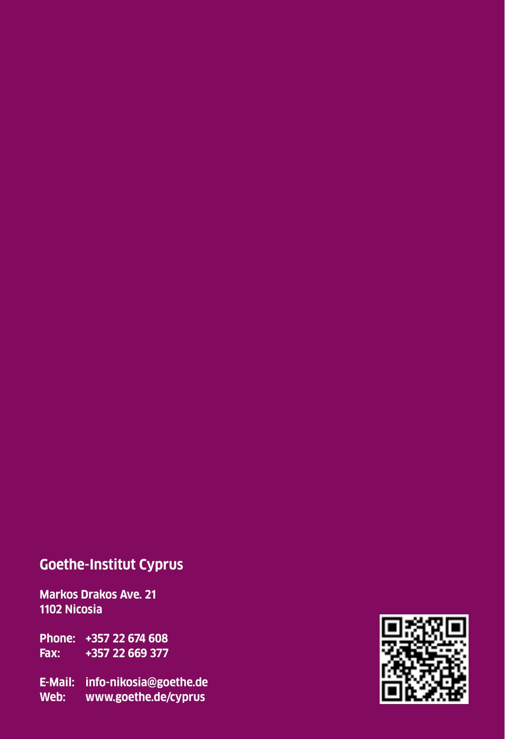**Goethe-Institut Cyprus**

**Markos Drakos Ave. 21**
**1102 Nicosia**

**Phone: +357 22 674 608**
**Fax: +357 22 669 377**

**E-Mail: info-nikosia@goethe.de**
**Web: www.goethe.de/cyprus**